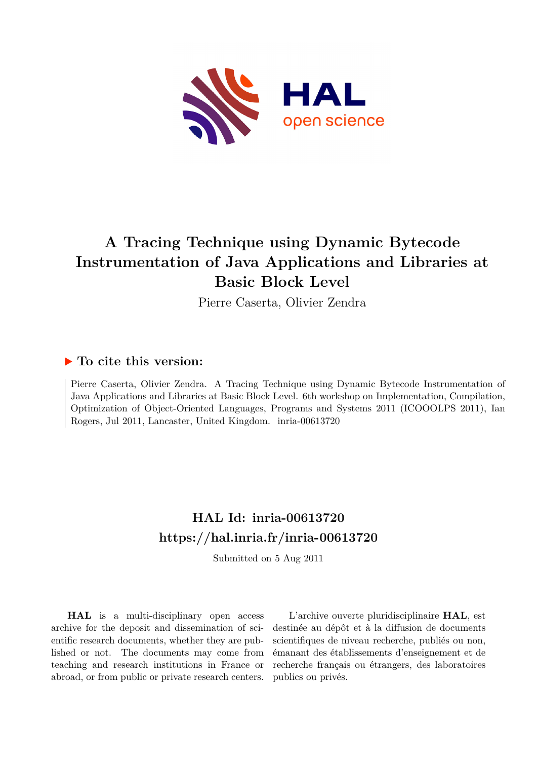# A Tracing Technique using Dynamic Bytecode Instrumentation of Java Applications and Libraries at Basic Block Level

Pierre Caserta, Olivier Zendra

## ▶ To cite this version:

Pierre Caserta, Olivier Zendra. A Tracing Technique using Dynamic Bytecode Instrumentation of Java Applications and Libraries at Basic Block Level. 6th workshop on Implementation, Compilation, Optimization of Object-Oriented Languages, Programs and Systems 2011 (ICOOOLPS 2011), Ian Rogers, Jul 2011, Lancaster, United Kingdom. inria-00613720

## HAL Id: inria-00613720

## https://hal.inria.fr/inria-00613720

Submitted on 5 Aug 2011

**HAL** is a multi-disciplinary open access archive for the deposit and dissemination of scientific research documents, whether they are published or not. The documents may come from teaching and research institutions in France or abroad, or from public or private research centers.

L'archive ouverte pluridisciplinaire **HAL**, est destinée au dépôt et à la diffusion de documents scientifiques de niveau recherche, publiés ou non, émanant des établissements d'enseignement et de recherche français ou étrangers, des laboratoires publics ou privés.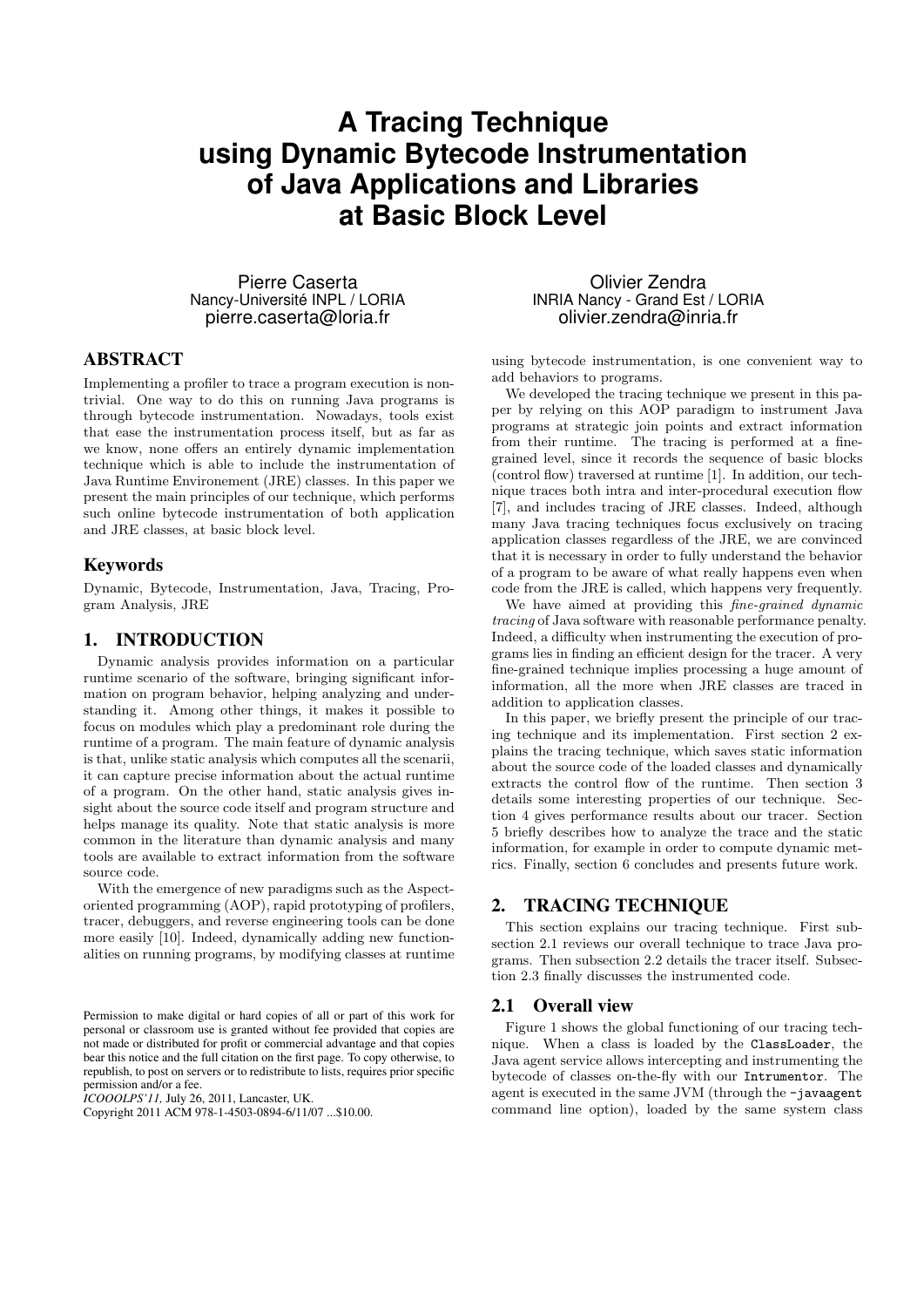# A Tracing Technique using Dynamic Bytecode Instrumentation of Java Applications and Libraries at Basic Block Level

Pierre Caserta
Nancy-Université INPL / LORIA
pierre.caserta@loria.fr

Olivier Zendra
INRIA Nancy - Grand Est / LORIA
olivier.zendra@inria.fr

## ABSTRACT

Implementing a profiler to trace a program execution is nontrivial. One way to do this on running Java programs is through bytecode instrumentation. Nowadays, tools exist that ease the instrumentation process itself, but as far as we know, none offers an entirely dynamic implementation technique which is able to include the instrumentation of Java Runtime Environement (JRE) classes. In this paper we present the main principles of our technique, which performs such online bytecode instrumentation of both application and JRE classes, at basic block level.

### Keywords

Dynamic, Bytecode, Instrumentation, Java, Tracing, Program Analysis, JRE

## 1. INTRODUCTION

Dynamic analysis provides information on a particular runtime scenario of the software, bringing significant information on program behavior, helping analyzing and understanding it. Among other things, it makes it possible to focus on modules which play a predominant role during the runtime of a program. The main feature of dynamic analysis is that, unlike static analysis which computes all the scenarii, it can capture precise information about the actual runtime of a program. On the other hand, static analysis gives insight about the source code itself and program structure and helps manage its quality. Note that static analysis is more common in the literature than dynamic analysis and many tools are available to extract information from the software source code.

With the emergence of new paradigms such as the Aspect-oriented programming (AOP), rapid prototyping of profilers, tracer, debuggers, and reverse engineering tools can be done more easily [10]. Indeed, dynamically adding new functionalities on running programs, by modifying classes at runtime using bytecode instrumentation, is one convenient way to add behaviors to programs.

We developed the tracing technique we present in this paper by relying on this AOP paradigm to instrument Java programs at strategic join points and extract information from their runtime. The tracing is performed at a fine-grained level, since it records the sequence of basic blocks (control flow) traversed at runtime [1]. In addition, our technique traces both intra and inter-procedural execution flow [7], and includes tracing of JRE classes. Indeed, although many Java tracing techniques focus exclusively on tracing application classes regardless of the JRE, we are convinced that it is necessary in order to fully understand the behavior of a program to be aware of what really happens even when code from the JRE is called, which happens very frequently.

We have aimed at providing this *fine-grained dynamic tracing* of Java software with reasonable performance penalty. Indeed, a difficulty when instrumenting the execution of programs lies in finding an efficient design for the tracer. A very fine-grained technique implies processing a huge amount of information, all the more when JRE classes are traced in addition to application classes.

In this paper, we briefly present the principle of our tracing technique and its implementation. First section 2 explains the tracing technique, which saves static information about the source code of the loaded classes and dynamically extracts the control flow of the runtime. Then section 3 details some interesting properties of our technique. Section 4 gives performance results about our tracer. Section 5 briefly describes how to analyze the trace and the static information, for example in order to compute dynamic metrics. Finally, section 6 concludes and presents future work.

## 2. TRACING TECHNIQUE

This section explains our tracing technique. First subsection 2.1 reviews our overall technique to trace Java programs. Then subsection 2.2 details the tracer itself. Subsection 2.3 finally discusses the instrumented code.

### 2.1 Overall view

Figure 1 shows the global functioning of our tracing technique. When a class is loaded by the `ClassLoader`, the Java agent service allows intercepting and instrumenting the bytecode of classes on-the-fly with our `Intrumentor`. The agent is executed in the same JVM (through the `-javaagent` command line option), loaded by the same system class

Permission to make digital or hard copies of all or part of this work for personal or classroom use is granted without fee provided that copies are not made or distributed for profit or commercial advantage and that copies bear this notice and the full citation on the first page. To copy otherwise, to republish, to post on servers or to redistribute to lists, requires prior specific permission and/or a fee.
*ICOOOLPS'11,* July 26, 2011, Lancaster, UK.
Copyright 2011 ACM 978-1-4503-0894-6/11/07 ...$10.00.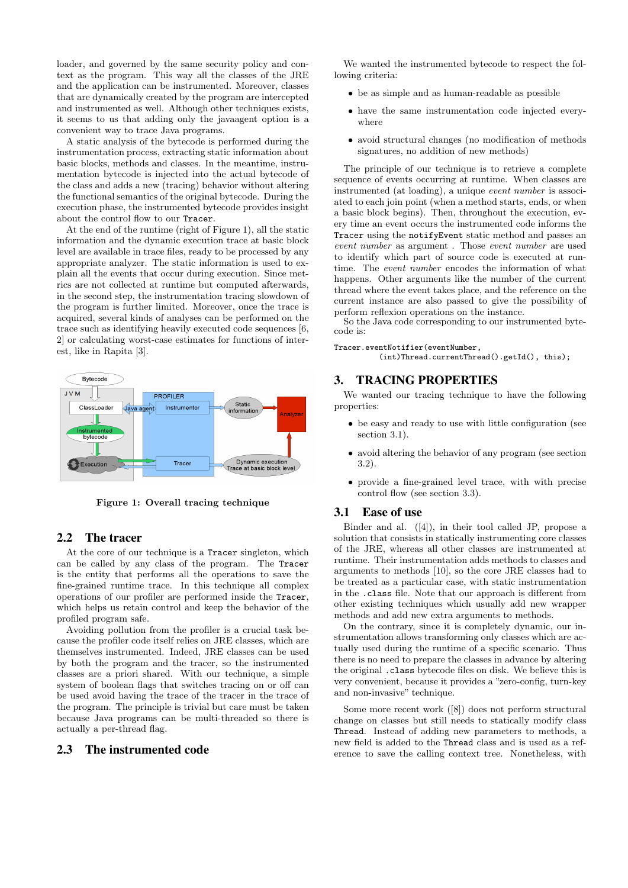loader, and governed by the same security policy and context as the program. This way all the classes of the JRE and the application can be instrumented. Moreover, classes that are dynamically created by the program are intercepted and instrumented as well. Although other techniques exists, it seems to us that adding only the javaagent option is a convenient way to trace Java programs.

A static analysis of the bytecode is performed during the instrumentation process, extracting static information about basic blocks, methods and classes. In the meantime, instrumentation bytecode is injected into the actual bytecode of the class and adds a new (tracing) behavior without altering the functional semantics of the original bytecode. During the execution phase, the instrumented bytecode provides insight about the control flow to our `Tracer`.

At the end of the runtime (right of Figure 1), all the static information and the dynamic execution trace at basic block level are available in trace files, ready to be processed by any appropriate analyzer. The static information is used to explain all the events that occur during execution. Since metrics are not collected at runtime but computed afterwards, in the second step, the instrumentation tracing slowdown of the program is further limited. Moreover, once the trace is acquired, several kinds of analyses can be performed on the trace such as identifying heavily executed code sequences [6, 2] or calculating worst-case estimates for functions of interest, like in Rapita [3].

Figure 1: Overall tracing technique

## 2.2 The tracer

At the core of our technique is a `Tracer` singleton, which can be called by any class of the program. The `Tracer` is the entity that performs all the operations to save the fine-grained runtime trace. In this technique all complex operations of our profiler are performed inside the `Tracer`, which helps us retain control and keep the behavior of the profiled program safe.

Avoiding pollution from the profiler is a crucial task because the profiler code itself relies on JRE classes, which are themselves instrumented. Indeed, JRE classes can be used by both the program and the tracer, so the instrumented classes are a priori shared. With our technique, a simple system of boolean flags that switches tracing on or off can be used avoid having the trace of the tracer in the trace of the program. The principle is trivial but care must be taken because Java programs can be multi-threaded so there is actually a per-thread flag.

## 2.3 The instrumented code

We wanted the instrumented bytecode to respect the following criteria:

- be as simple and as human-readable as possible
- have the same instrumentation code injected everywhere
- avoid structural changes (no modification of methods signatures, no addition of new methods)

The principle of our technique is to retrieve a complete sequence of events occurring at runtime. When classes are instrumented (at loading), a unique *event number* is associated to each join point (when a method starts, ends, or when a basic block begins). Then, throughout the execution, every time an event occurs the instrumented code informs the `Tracer` using the `notifyEvent` static method and passes an *event number* as argument . Those *event number* are used to identify which part of source code is executed at runtime. The *event number* encodes the information of what happens. Other arguments like the number of the current thread where the event takes place, and the reference on the current instance are also passed to give the possibility of perform reflexion operations on the instance.

So the Java code corresponding to our instrumented bytecode is:

```
Tracer.eventNotifier(eventNumber,
        (int)Thread.currentThread().getId(), this);
```

# 3. TRACING PROPERTIES

We wanted our tracing technique to have the following properties:

- be easy and ready to use with little configuration (see section 3.1).
- avoid altering the behavior of any program (see section 3.2).
- provide a fine-grained level trace, with with precise control flow (see section 3.3).

## 3.1 Ease of use

Binder and al. ([4]), in their tool called JP, propose a solution that consists in statically instrumenting core classes of the JRE, whereas all other classes are instrumented at runtime. Their instrumentation adds methods to classes and arguments to methods [10], so the core JRE classes had to be treated as a particular case, with static instrumentation in the `.class` file. Note that our approach is different from other existing techniques which usually add new wrapper methods and add new extra arguments to methods.

On the contrary, since it is completely dynamic, our instrumentation allows transforming only classes which are actually used during the runtime of a specific scenario. Thus there is no need to prepare the classes in advance by altering the original `.class` bytecode files on disk. We believe this is very convenient, because it provides a "zero-config, turn-key and non-invasive" technique.

Some more recent work ([8]) does not perform structural change on classes but still needs to statically modify class `Thread`. Instead of adding new parameters to methods, a new field is added to the `Thread` class and is used as a reference to save the calling context tree. Nonetheless, with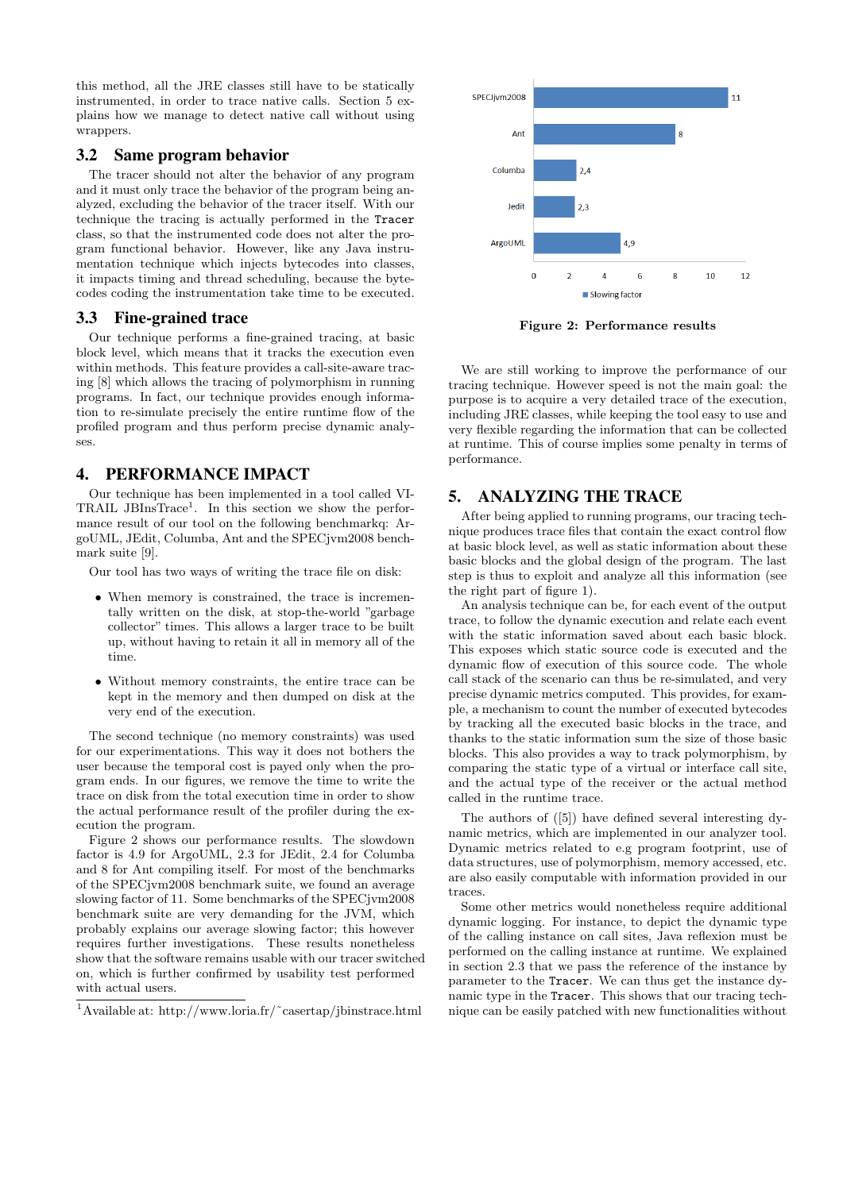this method, all the JRE classes still have to be statically instrumented, in order to trace native calls. Section 5 explains how we manage to detect native call without using wrappers.

### 3.2 Same program behavior

The tracer should not alter the behavior of any program and it must only trace the behavior of the program being analyzed, excluding the behavior of the tracer itself. With our technique the tracing is actually performed in the `Tracer` class, so that the instrumented code does not alter the program functional behavior. However, like any Java instrumentation technique which injects bytecodes into classes, it impacts timing and thread scheduling, because the bytecodes coding the instrumentation take time to be executed.

### 3.3 Fine-grained trace

Our technique performs a fine-grained tracing, at basic block level, which means that it tracks the execution even within methods. This feature provides a call-site-aware tracing [8] which allows the tracing of polymorphism in running programs. In fact, our technique provides enough information to re-simulate precisely the entire runtime flow of the profiled program and thus perform precise dynamic analyses.

## 4. PERFORMANCE IMPACT

Our technique has been implemented in a tool called VITRAIL JBInsTrace[1]. In this section we show the performance result of our tool on the following benchmarkq: ArgoUML, JEdit, Columba, Ant and the SPECjvm2008 benchmark suite [9].

Our tool has two ways of writing the trace file on disk:

- When memory is constrained, the trace is incrementally written on the disk, at stop-the-world "garbage collector" times. This allows a larger trace to be built up, without having to retain it all in memory all of the time.
- Without memory constraints, the entire trace can be kept in the memory and then dumped on disk at the very end of the execution.

The second technique (no memory constraints) was used for our experimentations. This way it does not bothers the user because the temporal cost is payed only when the program ends. In our figures, we remove the time to write the trace on disk from the total execution time in order to show the actual performance result of the profiler during the execution the program.

Figure 2 shows our performance results. The slowdown factor is 4.9 for ArgoUML, 2.3 for JEdit, 2.4 for Columba and 8 for Ant compiling itself. For most of the benchmarks of the SPECjvm2008 benchmark suite, we found an average slowing factor of 11. Some benchmarks of the SPECjvm2008 benchmark suite are very demanding for the JVM, which probably explains our average slowing factor; this however requires further investigations. These results nonetheless show that the software remains usable with our tracer switched on, which is further confirmed by usability test performed with actual users.

[1] Available at: http://www.loria.fr/˜casertap/jbinstrace.html

| Benchmark | Slowing factor |
|---|---|
| SPECjvm2008 | 11 |
| Ant | 8 |
| Columba | 2,4 |
| Jedit | 2,3 |
| ArgoUML | 4,9 |

**Figure 2: Performance results**

We are still working to improve the performance of our tracing technique. However speed is not the main goal: the purpose is to acquire a very detailed trace of the execution, including JRE classes, while keeping the tool easy to use and very flexible regarding the information that can be collected at runtime. This of course implies some penalty in terms of performance.

## 5. ANALYZING THE TRACE

After being applied to running programs, our tracing technique produces trace files that contain the exact control flow at basic block level, as well as static information about these basic blocks and the global design of the program. The last step is thus to exploit and analyze all this information (see the right part of figure 1).

An analysis technique can be, for each event of the output trace, to follow the dynamic execution and relate each event with the static information saved about each basic block. This exposes which static source code is executed and the dynamic flow of execution of this source code. The whole call stack of the scenario can thus be re-simulated, and very precise dynamic metrics computed. This provides, for example, a mechanism to count the number of executed bytecodes by tracking all the executed basic blocks in the trace, and thanks to the static information sum the size of those basic blocks. This also provides a way to track polymorphism, by comparing the static type of a virtual or interface call site, and the actual type of the receiver or the actual method called in the runtime trace.

The authors of ([5]) have defined several interesting dynamic metrics, which are implemented in our analyzer tool. Dynamic metrics related to e.g program footprint, use of data structures, use of polymorphism, memory accessed, etc. are also easily computable with information provided in our traces.

Some other metrics would nonetheless require additional dynamic logging. For instance, to depict the dynamic type of the calling instance on call sites, Java reflexion must be performed on the calling instance at runtime. We explained in section 2.3 that we pass the reference of the instance by parameter to the `Tracer`. We can thus get the instance dynamic type in the `Tracer`. This shows that our tracing technique can be easily patched with new functionalities without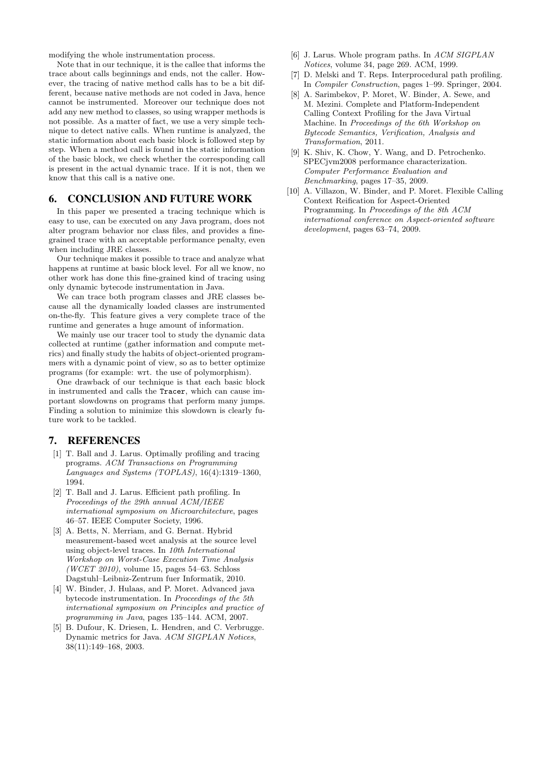modifying the whole instrumentation process.

Note that in our technique, it is the callee that informs the trace about calls beginnings and ends, not the caller. However, the tracing of native method calls has to be a bit different, because native methods are not coded in Java, hence cannot be instrumented. Moreover our technique does not add any new method to classes, so using wrapper methods is not possible. As a matter of fact, we use a very simple technique to detect native calls. When runtime is analyzed, the static information about each basic block is followed step by step. When a method call is found in the static information of the basic block, we check whether the corresponding call is present in the actual dynamic trace. If it is not, then we know that this call is a native one.

## 6. CONCLUSION AND FUTURE WORK

In this paper we presented a tracing technique which is easy to use, can be executed on any Java program, does not alter program behavior nor class files, and provides a fine-grained trace with an acceptable performance penalty, even when including JRE classes.

Our technique makes it possible to trace and analyze what happens at runtime at basic block level. For all we know, no other work has done this fine-grained kind of tracing using only dynamic bytecode instrumentation in Java.

We can trace both program classes and JRE classes because all the dynamically loaded classes are instrumented on-the-fly. This feature gives a very complete trace of the runtime and generates a huge amount of information.

We mainly use our tracer tool to study the dynamic data collected at runtime (gather information and compute metrics) and finally study the habits of object-oriented programmers with a dynamic point of view, so as to better optimize programs (for example: wrt. the use of polymorphism).

One drawback of our technique is that each basic block in instrumented and calls the `Tracer`, which can cause important slowdowns on programs that perform many jumps. Finding a solution to minimize this slowdown is clearly future work to be tackled.

## 7. REFERENCES

[1] T. Ball and J. Larus. Optimally profiling and tracing programs. *ACM Transactions on Programming Languages and Systems (TOPLAS)*, 16(4):1319–1360, 1994.

[2] T. Ball and J. Larus. Efficient path profiling. In *Proceedings of the 29th annual ACM/IEEE international symposium on Microarchitecture*, pages 46–57. IEEE Computer Society, 1996.

[3] A. Betts, N. Merriam, and G. Bernat. Hybrid measurement-based wcet analysis at the source level using object-level traces. In *10th International Workshop on Worst-Case Execution Time Analysis (WCET 2010)*, volume 15, pages 54–63. Schloss Dagstuhl–Leibniz-Zentrum fuer Informatik, 2010.

[4] W. Binder, J. Hulaas, and P. Moret. Advanced java bytecode instrumentation. In *Proceedings of the 5th international symposium on Principles and practice of programming in Java*, pages 135–144. ACM, 2007.

[5] B. Dufour, K. Driesen, L. Hendren, and C. Verbrugge. Dynamic metrics for Java. *ACM SIGPLAN Notices*, 38(11):149–168, 2003.

[6] J. Larus. Whole program paths. In *ACM SIGPLAN Notices*, volume 34, page 269. ACM, 1999.

[7] D. Melski and T. Reps. Interprocedural path profiling. In *Compiler Construction*, pages 1–99. Springer, 2004.

[8] A. Sarimbekov, P. Moret, W. Binder, A. Sewe, and M. Mezini. Complete and Platform-Independent Calling Context Profiling for the Java Virtual Machine. In *Proceedings of the 6th Workshop on Bytecode Semantics, Verification, Analysis and Transformation*, 2011.

[9] K. Shiv, K. Chow, Y. Wang, and D. Petrochenko. SPECjvm2008 performance characterization. *Computer Performance Evaluation and Benchmarking*, pages 17–35, 2009.

[10] A. Villazon, W. Binder, and P. Moret. Flexible Calling Context Reification for Aspect-Oriented Programming. In *Proceedings of the 8th ACM international conference on Aspect-oriented software development*, pages 63–74, 2009.